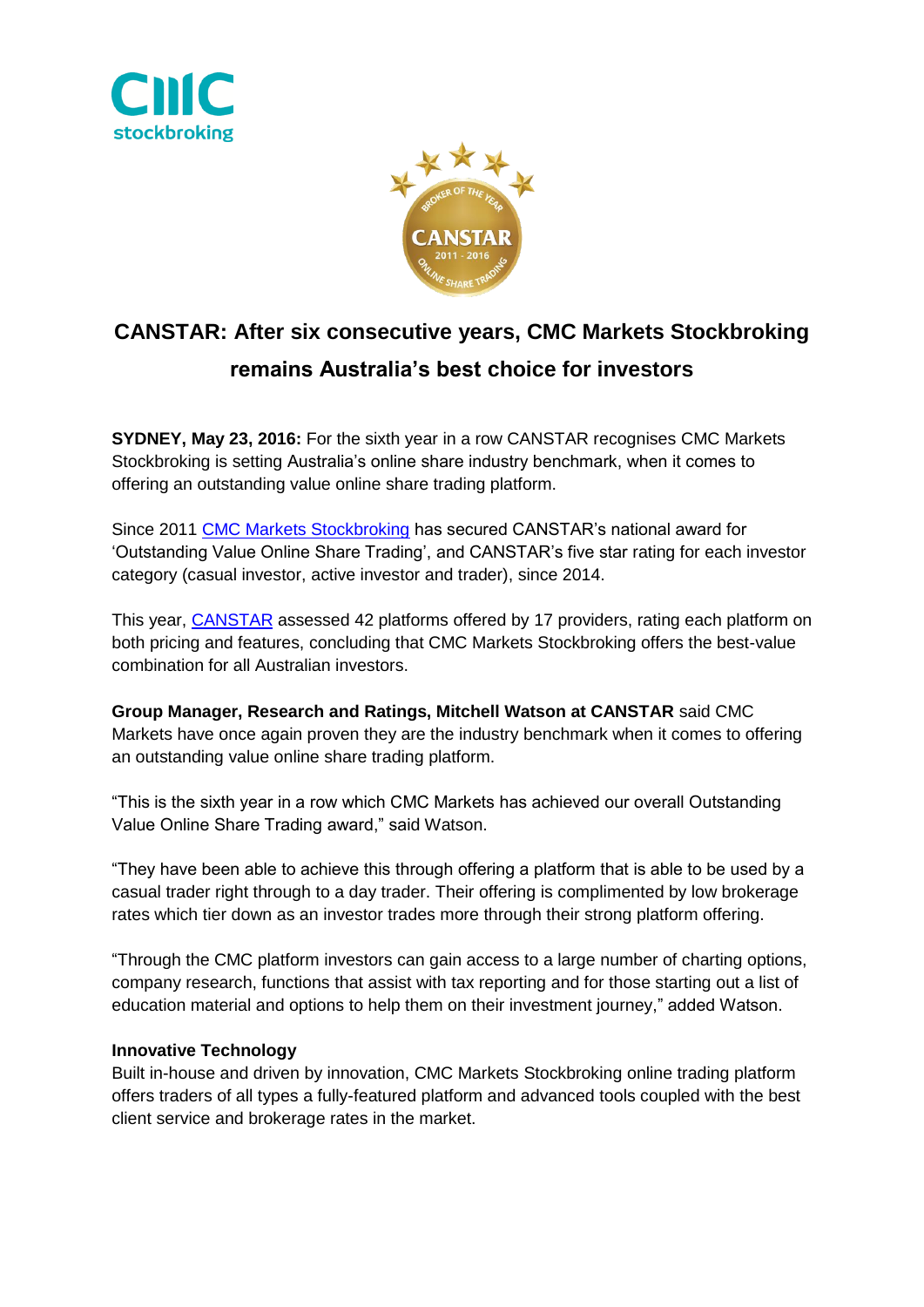# CANSTAR: After six consecutive years, CMC Markets Stockbroking remains Australia's best choice for investors

**SYDNEY, May 23, 2016:** For the sixth year in a row CANSTAR recognises CMC Markets Stockbroking is setting Australia's online share industry benchmark, when it comes to offering an outstanding value online share trading platform.

Since 2011 CMC Markets Stockbroking has secured CANSTAR's national award for 'Outstanding Value Online Share Trading', and CANSTAR's five star rating for each investor category (casual investor, active investor and trader), since 2014.

This year, CANSTAR assessed 42 platforms offered by 17 providers, rating each platform on both pricing and features, concluding that CMC Markets Stockbroking offers the best-value combination for all Australian investors.

**Group Manager, Research and Ratings, Mitchell Watson at CANSTAR** said CMC Markets have once again proven they are the industry benchmark when it comes to offering an outstanding value online share trading platform.

"This is the sixth year in a row which CMC Markets has achieved our overall Outstanding Value Online Share Trading award," said Watson.

"They have been able to achieve this through offering a platform that is able to be used by a casual trader right through to a day trader. Their offering is complimented by low brokerage rates which tier down as an investor trades more through their strong platform offering.

"Through the CMC platform investors can gain access to a large number of charting options, company research, functions that assist with tax reporting and for those starting out a list of education material and options to help them on their investment journey," added Watson.

**Innovative Technology**

Built in-house and driven by innovation, CMC Markets Stockbroking online trading platform offers traders of all types a fully-featured platform and advanced tools coupled with the best client service and brokerage rates in the market.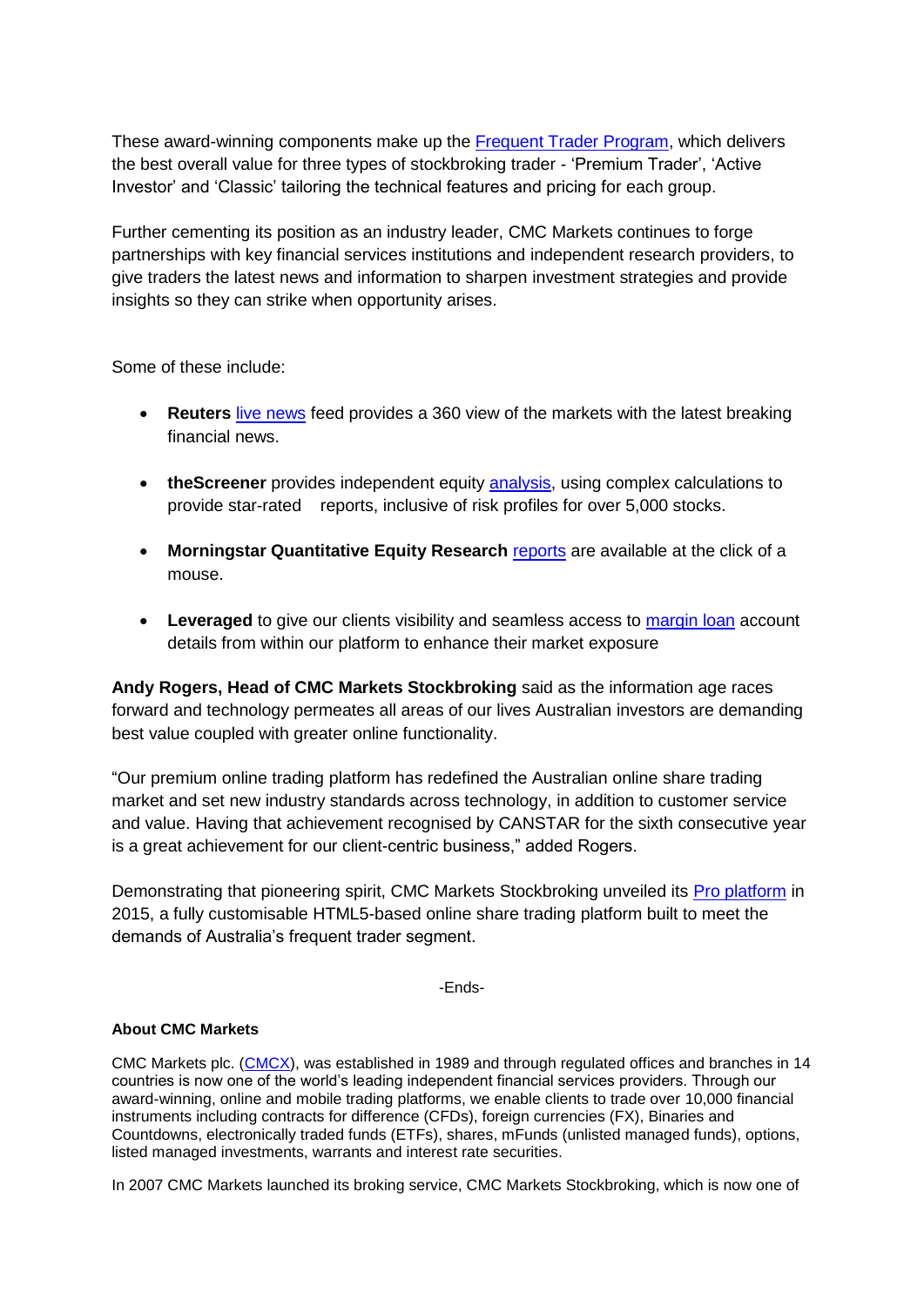These award-winning components make up the Frequent Trader Program, which delivers the best overall value for three types of stockbroking trader - 'Premium Trader', 'Active Investor' and 'Classic' tailoring the technical features and pricing for each group.

Further cementing its position as an industry leader, CMC Markets continues to forge partnerships with key financial services institutions and independent research providers, to give traders the latest news and information to sharpen investment strategies and provide insights so they can strike when opportunity arises.

Some of these include:

- **Reuters** live news feed provides a 360 view of the markets with the latest breaking financial news.
- **theScreener** provides independent equity analysis, using complex calculations to provide star-rated reports, inclusive of risk profiles for over 5,000 stocks.
- **Morningstar Quantitative Equity Research** reports are available at the click of a mouse.
- **Leveraged** to give our clients visibility and seamless access to margin loan account details from within our platform to enhance their market exposure

**Andy Rogers, Head of CMC Markets Stockbroking** said as the information age races forward and technology permeates all areas of our lives Australian investors are demanding best value coupled with greater online functionality.

"Our premium online trading platform has redefined the Australian online share trading market and set new industry standards across technology, in addition to customer service and value. Having that achievement recognised by CANSTAR for the sixth consecutive year is a great achievement for our client-centric business," added Rogers.

Demonstrating that pioneering spirit, CMC Markets Stockbroking unveiled its Pro platform in 2015, a fully customisable HTML5-based online share trading platform built to meet the demands of Australia's frequent trader segment.

-Ends-

**About CMC Markets**

CMC Markets plc. (CMCX), was established in 1989 and through regulated offices and branches in 14 countries is now one of the world's leading independent financial services providers. Through our award-winning, online and mobile trading platforms, we enable clients to trade over 10,000 financial instruments including contracts for difference (CFDs), foreign currencies (FX), Binaries and Countdowns, electronically traded funds (ETFs), shares, mFunds (unlisted managed funds), options, listed managed investments, warrants and interest rate securities.

In 2007 CMC Markets launched its broking service, CMC Markets Stockbroking, which is now one of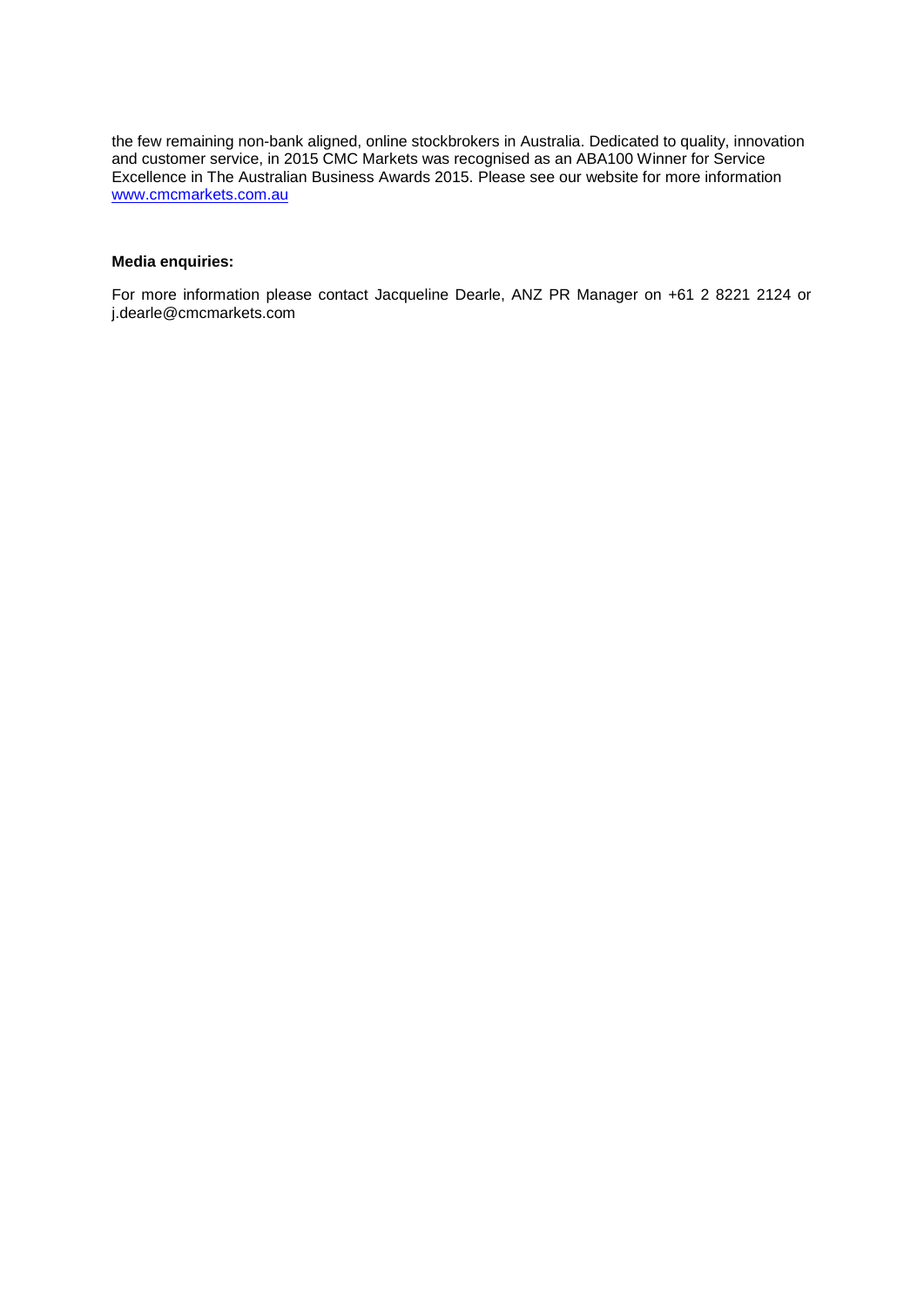the few remaining non-bank aligned, online stockbrokers in Australia. Dedicated to quality, innovation and customer service, in 2015 CMC Markets was recognised as an ABA100 Winner for Service Excellence in The Australian Business Awards 2015. Please see our website for more information [www.cmcmarkets.com.au](http://www.cmcmarkets.com.au)

**Media enquiries:**

For more information please contact Jacqueline Dearle, ANZ PR Manager on +61 2 8221 2124 or j.dearle@cmcmarkets.com